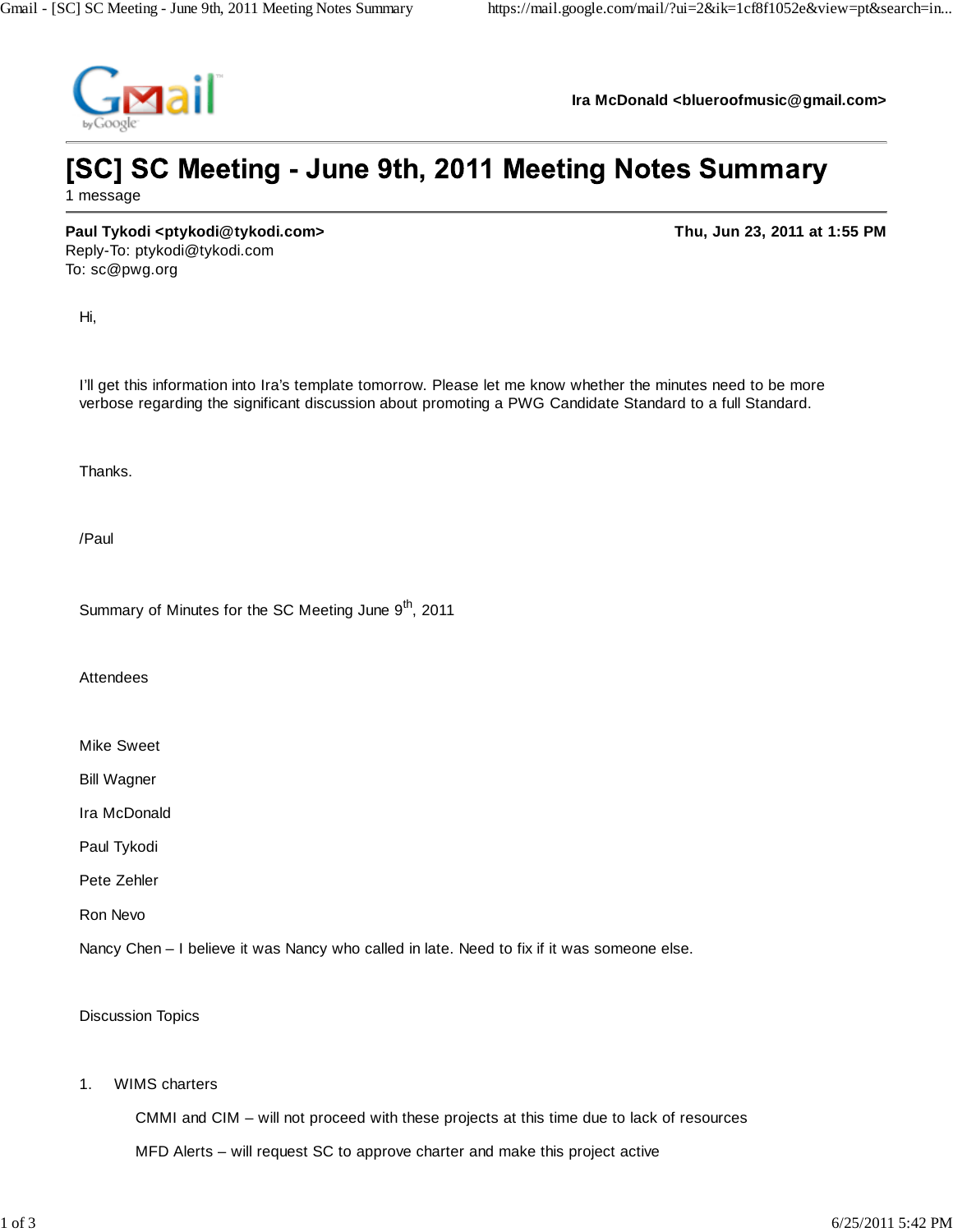Ira McDonald <blueroofmusic@gmail.com>

# [SC] SC Meeting - June 9th, 2011 Meeting Notes Summary

1 message

**Paul Tykodi <ptykodi@tykodi.com>** — **Thu, Jun 23, 2011 at 1:55 PM**
Reply-To: ptykodi@tykodi.com
To: sc@pwg.org

Hi,

I'll get this information into Ira's template tomorrow. Please let me know whether the minutes need to be more verbose regarding the significant discussion about promoting a PWG Candidate Standard to a full Standard.

Thanks.

/Paul

Summary of Minutes for the SC Meeting June 9th, 2011

Attendees

Mike Sweet

Bill Wagner

Ira McDonald

Paul Tykodi

Pete Zehler

Ron Nevo

Nancy Chen – I believe it was Nancy who called in late. Need to fix if it was someone else.

Discussion Topics

1. WIMS charters

   CMMI and CIM – will not proceed with these projects at this time due to lack of resources

   MFD Alerts – will request SC to approve charter and make this project active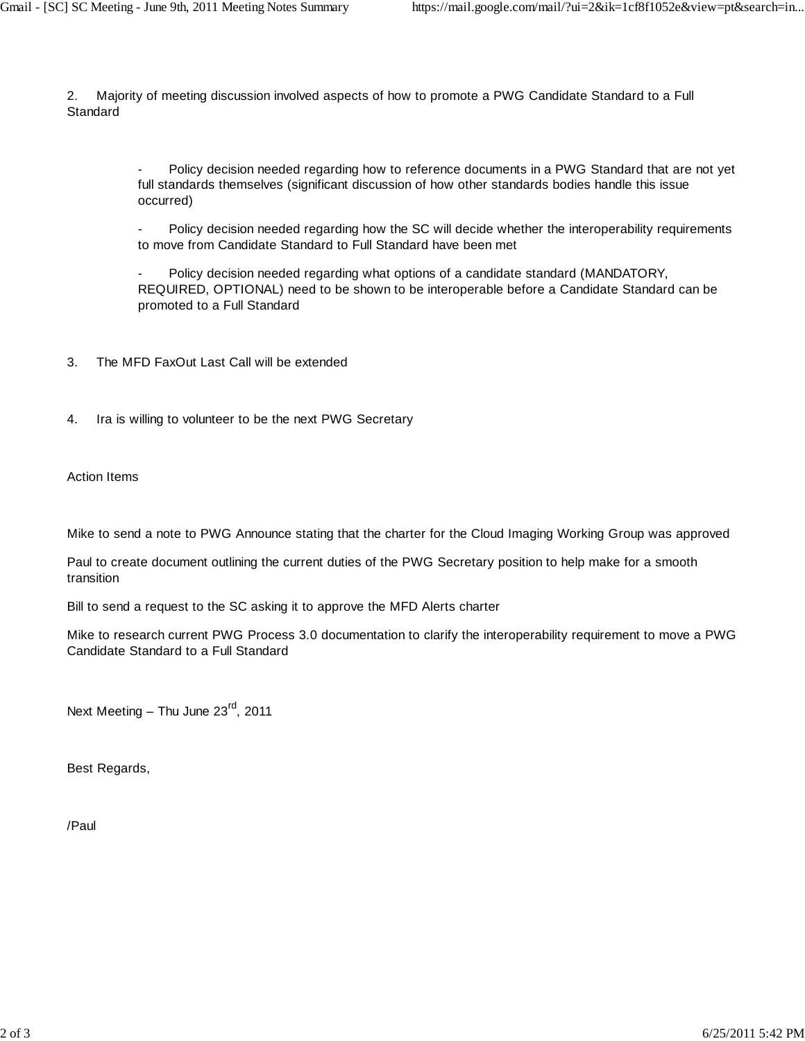2. Majority of meeting discussion involved aspects of how to promote a PWG Candidate Standard to a Full Standard

   - Policy decision needed regarding how to reference documents in a PWG Standard that are not yet full standards themselves (significant discussion of how other standards bodies handle this issue occurred)
   - Policy decision needed regarding how the SC will decide whether the interoperability requirements to move from Candidate Standard to Full Standard have been met
   - Policy decision needed regarding what options of a candidate standard (MANDATORY, REQUIRED, OPTIONAL) need to be shown to be interoperable before a Candidate Standard can be promoted to a Full Standard

3. The MFD FaxOut Last Call will be extended

4. Ira is willing to volunteer to be the next PWG Secretary

Action Items

Mike to send a note to PWG Announce stating that the charter for the Cloud Imaging Working Group was approved

Paul to create document outlining the current duties of the PWG Secretary position to help make for a smooth transition

Bill to send a request to the SC asking it to approve the MFD Alerts charter

Mike to research current PWG Process 3.0 documentation to clarify the interoperability requirement to move a PWG Candidate Standard to a Full Standard

Next Meeting – Thu June 23rd, 2011

Best Regards,

/Paul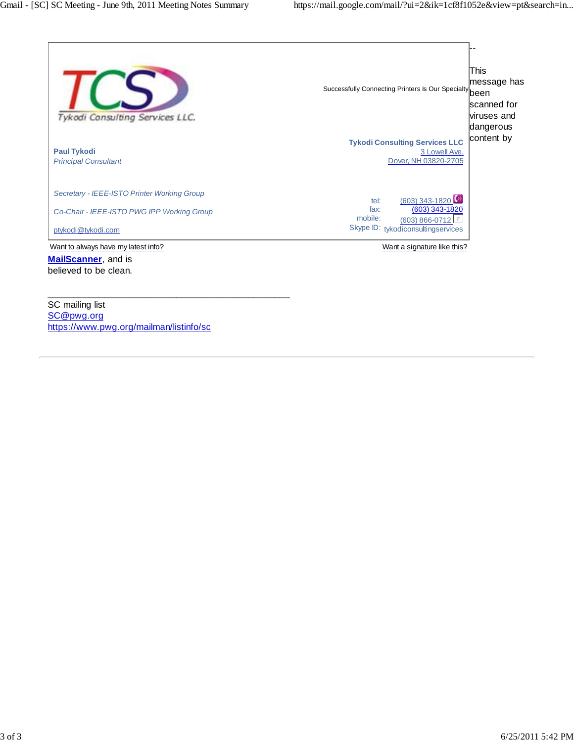TCS Tykodi Consulting Services LLC

Successfully Connecting Printers Is Our Specialty

**Paul Tykodi**
*Principal Consultant*

**Tykodi Consulting Services LLC**
3 Lowell Ave.
Dover, NH 03820-2705

*Secretary - IEEE-ISTO Printer Working Group*

*Co-Chair - IEEE-ISTO PWG IPP Working Group*

ptykodi@tykodi.com

tel: (603) 343-1820
fax: (603) 343-1820
mobile: (603) 866-0712
Skype ID: tykodiconsultingservices

Want to always have my latest info?

Want a signature like this?

--
This message has been scanned for viruses and dangerous content by **MailScanner**, and is believed to be clean.

_______________________________________________
SC mailing list
SC@pwg.org
https://www.pwg.org/mailman/listinfo/sc